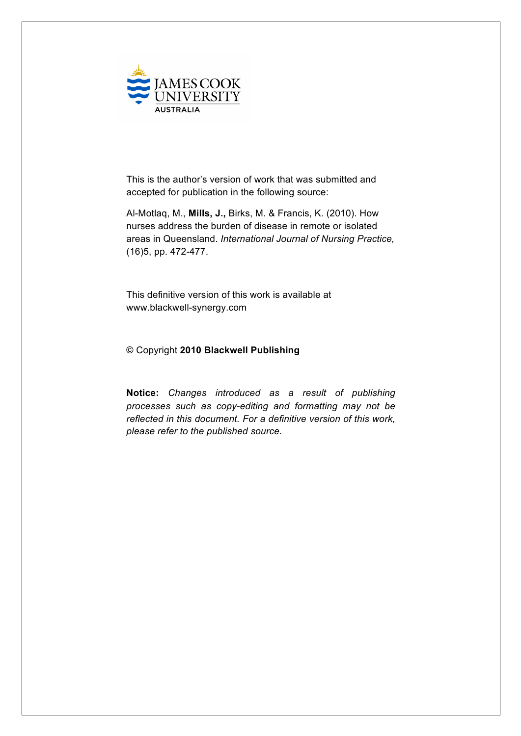JAMES COOK UNIVERSITY
AUSTRALIA

This is the author's version of work that was submitted and accepted for publication in the following source:

Al-Motlaq, M., **Mills, J.,** Birks, M. & Francis, K. (2010). How nurses address the burden of disease in remote or isolated areas in Queensland. *International Journal of Nursing Practice,* (16)5, pp. 472-477.

This definitive version of this work is available at www.blackwell-synergy.com

© Copyright **2010 Blackwell Publishing**

**Notice:** *Changes introduced as a result of publishing processes such as copy-editing and formatting may not be reflected in this document. For a definitive version of this work, please refer to the published source.*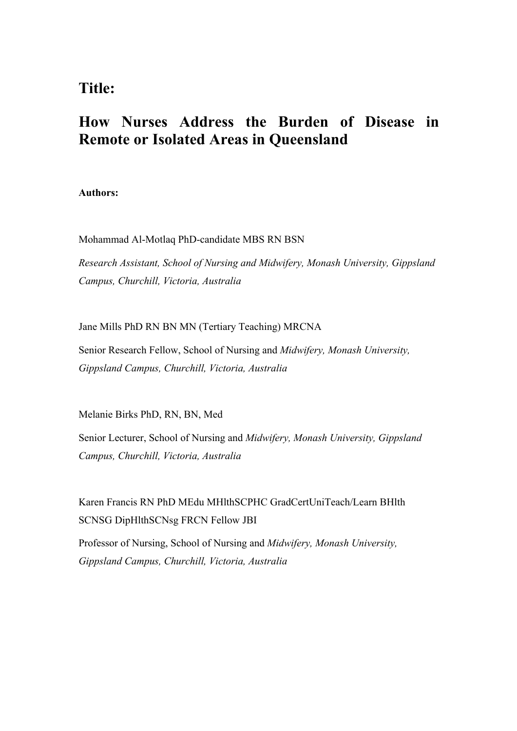# Title:

# How Nurses Address the Burden of Disease in Remote or Isolated Areas in Queensland

**Authors:**

Mohammad Al-Motlaq PhD-candidate MBS RN BSN

*Research Assistant, School of Nursing and Midwifery, Monash University, Gippsland Campus, Churchill, Victoria, Australia*

Jane Mills PhD RN BN MN (Tertiary Teaching) MRCNA

Senior Research Fellow, School of Nursing and *Midwifery, Monash University, Gippsland Campus, Churchill, Victoria, Australia*

Melanie Birks PhD, RN, BN, Med

Senior Lecturer, School of Nursing and *Midwifery, Monash University, Gippsland Campus, Churchill, Victoria, Australia*

Karen Francis RN PhD MEdu MHlthSCPHC GradCertUniTeach/Learn BHlth SCNSG DipHlthSCNsg FRCN Fellow JBI

Professor of Nursing, School of Nursing and *Midwifery, Monash University, Gippsland Campus, Churchill, Victoria, Australia*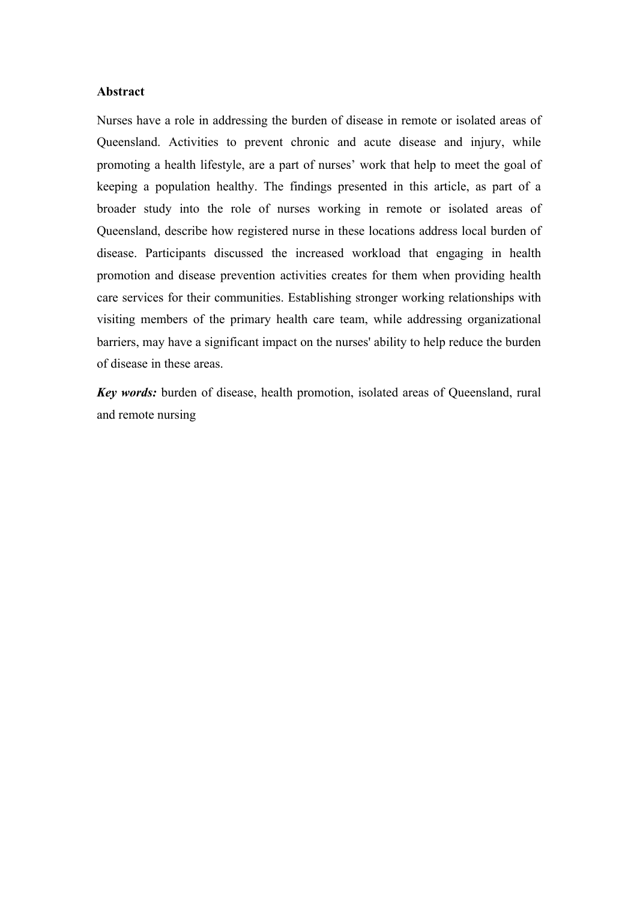## Abstract

Nurses have a role in addressing the burden of disease in remote or isolated areas of Queensland. Activities to prevent chronic and acute disease and injury, while promoting a health lifestyle, are a part of nurses' work that help to meet the goal of keeping a population healthy. The findings presented in this article, as part of a broader study into the role of nurses working in remote or isolated areas of Queensland, describe how registered nurse in these locations address local burden of disease. Participants discussed the increased workload that engaging in health promotion and disease prevention activities creates for them when providing health care services for their communities. Establishing stronger working relationships with visiting members of the primary health care team, while addressing organizational barriers, may have a significant impact on the nurses' ability to help reduce the burden of disease in these areas.

***Key words:*** burden of disease, health promotion, isolated areas of Queensland, rural and remote nursing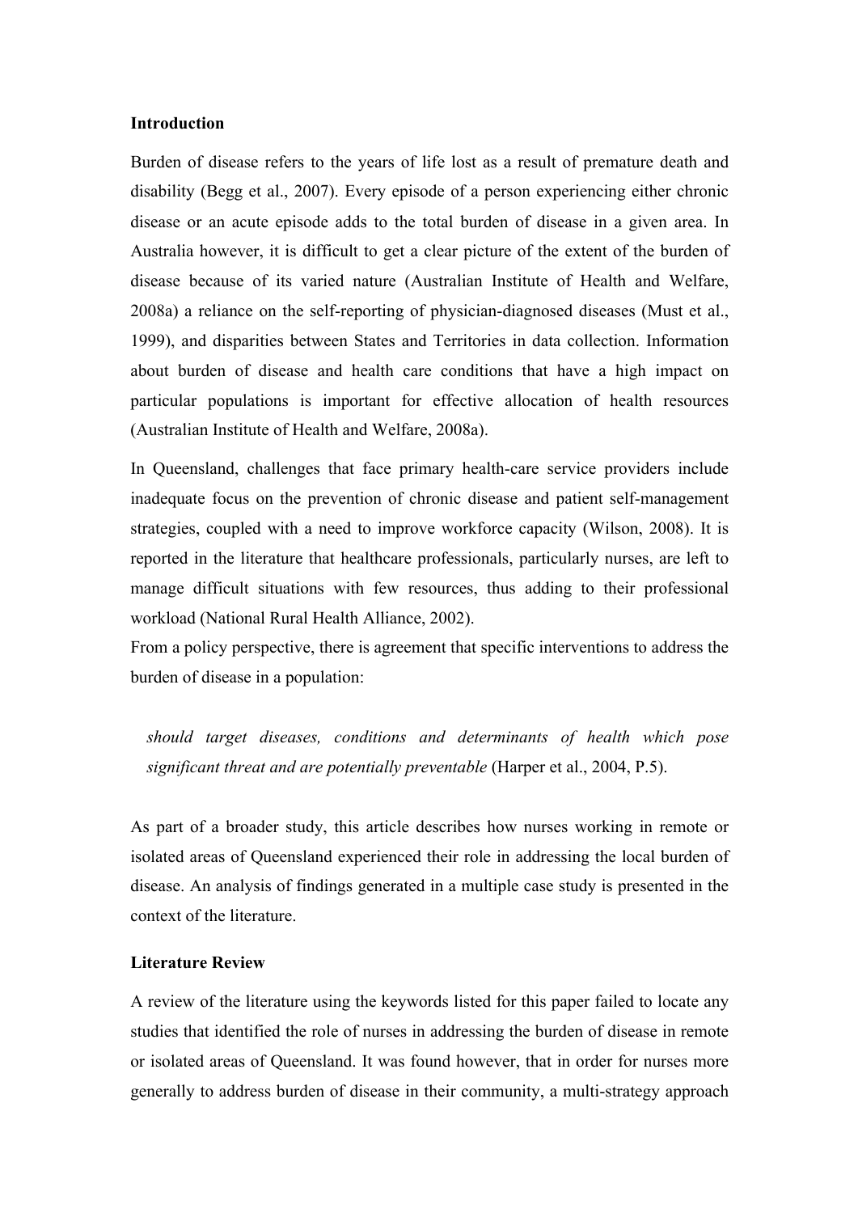**Introduction**

Burden of disease refers to the years of life lost as a result of premature death and disability (Begg et al., 2007). Every episode of a person experiencing either chronic disease or an acute episode adds to the total burden of disease in a given area. In Australia however, it is difficult to get a clear picture of the extent of the burden of disease because of its varied nature (Australian Institute of Health and Welfare, 2008a) a reliance on the self-reporting of physician-diagnosed diseases (Must et al., 1999), and disparities between States and Territories in data collection. Information about burden of disease and health care conditions that have a high impact on particular populations is important for effective allocation of health resources (Australian Institute of Health and Welfare, 2008a).

In Queensland, challenges that face primary health-care service providers include inadequate focus on the prevention of chronic disease and patient self-management strategies, coupled with a need to improve workforce capacity (Wilson, 2008). It is reported in the literature that healthcare professionals, particularly nurses, are left to manage difficult situations with few resources, thus adding to their professional workload (National Rural Health Alliance, 2002).

From a policy perspective, there is agreement that specific interventions to address the burden of disease in a population:

> *should target diseases, conditions and determinants of health which pose significant threat and are potentially preventable* (Harper et al., 2004, P.5).

As part of a broader study, this article describes how nurses working in remote or isolated areas of Queensland experienced their role in addressing the local burden of disease. An analysis of findings generated in a multiple case study is presented in the context of the literature.

**Literature Review**

A review of the literature using the keywords listed for this paper failed to locate any studies that identified the role of nurses in addressing the burden of disease in remote or isolated areas of Queensland. It was found however, that in order for nurses more generally to address burden of disease in their community, a multi-strategy approach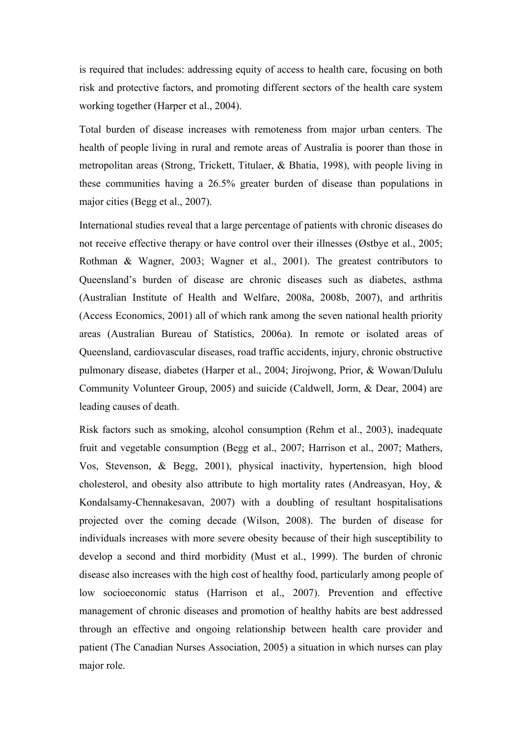is required that includes: addressing equity of access to health care, focusing on both risk and protective factors, and promoting different sectors of the health care system working together (Harper et al., 2004).

Total burden of disease increases with remoteness from major urban centers. The health of people living in rural and remote areas of Australia is poorer than those in metropolitan areas (Strong, Trickett, Titulaer, & Bhatia, 1998), with people living in these communities having a 26.5% greater burden of disease than populations in major cities (Begg et al., 2007).

International studies reveal that a large percentage of patients with chronic diseases do not receive effective therapy or have control over their illnesses (Østbye et al., 2005; Rothman & Wagner, 2003; Wagner et al., 2001). The greatest contributors to Queensland's burden of disease are chronic diseases such as diabetes, asthma (Australian Institute of Health and Welfare, 2008a, 2008b, 2007), and arthritis (Access Economics, 2001) all of which rank among the seven national health priority areas (Australian Bureau of Statistics, 2006a). In remote or isolated areas of Queensland, cardiovascular diseases, road traffic accidents, injury, chronic obstructive pulmonary disease, diabetes (Harper et al., 2004; Jirojwong, Prior, & Wowan/Dululu Community Volunteer Group, 2005) and suicide (Caldwell, Jorm, & Dear, 2004) are leading causes of death.

Risk factors such as smoking, alcohol consumption (Rehm et al., 2003), inadequate fruit and vegetable consumption (Begg et al., 2007; Harrison et al., 2007; Mathers, Vos, Stevenson, & Begg, 2001), physical inactivity, hypertension, high blood cholesterol, and obesity also attribute to high mortality rates (Andreasyan, Hoy, & Kondalsamy-Chennakesavan, 2007) with a doubling of resultant hospitalisations projected over the coming decade (Wilson, 2008). The burden of disease for individuals increases with more severe obesity because of their high susceptibility to develop a second and third morbidity (Must et al., 1999). The burden of chronic disease also increases with the high cost of healthy food, particularly among people of low socioeconomic status (Harrison et al., 2007). Prevention and effective management of chronic diseases and promotion of healthy habits are best addressed through an effective and ongoing relationship between health care provider and patient (The Canadian Nurses Association, 2005) a situation in which nurses can play major role.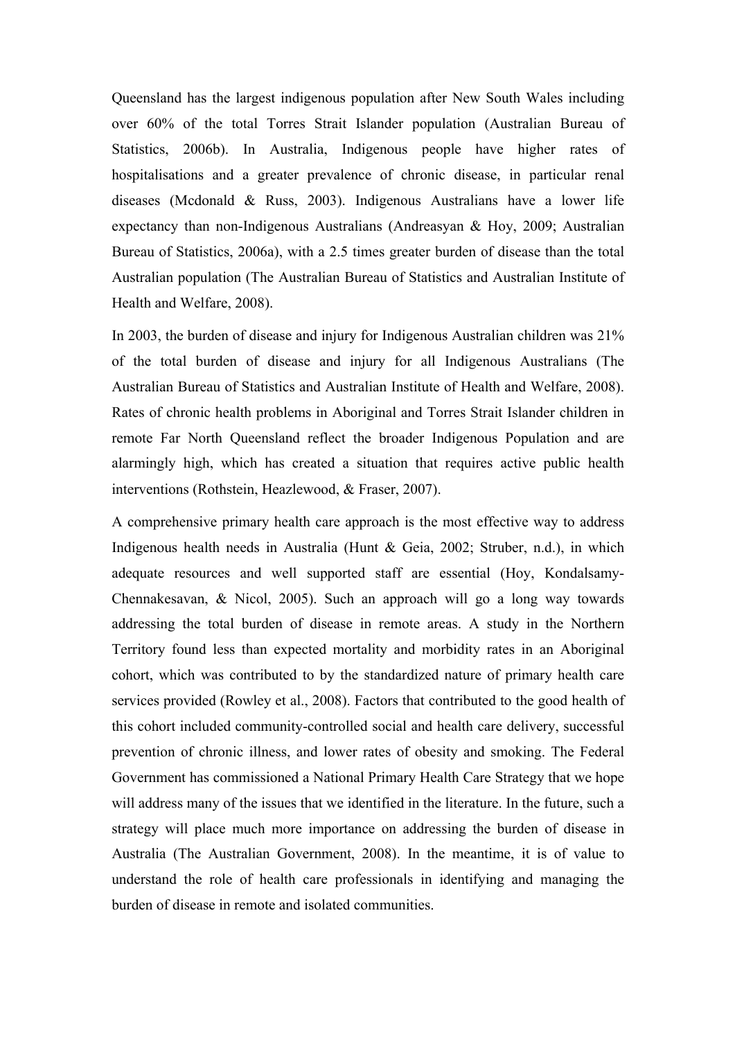Queensland has the largest indigenous population after New South Wales including over 60% of the total Torres Strait Islander population (Australian Bureau of Statistics, 2006b). In Australia, Indigenous people have higher rates of hospitalisations and a greater prevalence of chronic disease, in particular renal diseases (Mcdonald & Russ, 2003). Indigenous Australians have a lower life expectancy than non-Indigenous Australians (Andreasyan & Hoy, 2009; Australian Bureau of Statistics, 2006a), with a 2.5 times greater burden of disease than the total Australian population (The Australian Bureau of Statistics and Australian Institute of Health and Welfare, 2008).

In 2003, the burden of disease and injury for Indigenous Australian children was 21% of the total burden of disease and injury for all Indigenous Australians (The Australian Bureau of Statistics and Australian Institute of Health and Welfare, 2008). Rates of chronic health problems in Aboriginal and Torres Strait Islander children in remote Far North Queensland reflect the broader Indigenous Population and are alarmingly high, which has created a situation that requires active public health interventions (Rothstein, Heazlewood, & Fraser, 2007).

A comprehensive primary health care approach is the most effective way to address Indigenous health needs in Australia (Hunt & Geia, 2002; Struber, n.d.), in which adequate resources and well supported staff are essential (Hoy, Kondalsamy-Chennakesavan, & Nicol, 2005). Such an approach will go a long way towards addressing the total burden of disease in remote areas. A study in the Northern Territory found less than expected mortality and morbidity rates in an Aboriginal cohort, which was contributed to by the standardized nature of primary health care services provided (Rowley et al., 2008). Factors that contributed to the good health of this cohort included community-controlled social and health care delivery, successful prevention of chronic illness, and lower rates of obesity and smoking. The Federal Government has commissioned a National Primary Health Care Strategy that we hope will address many of the issues that we identified in the literature. In the future, such a strategy will place much more importance on addressing the burden of disease in Australia (The Australian Government, 2008). In the meantime, it is of value to understand the role of health care professionals in identifying and managing the burden of disease in remote and isolated communities.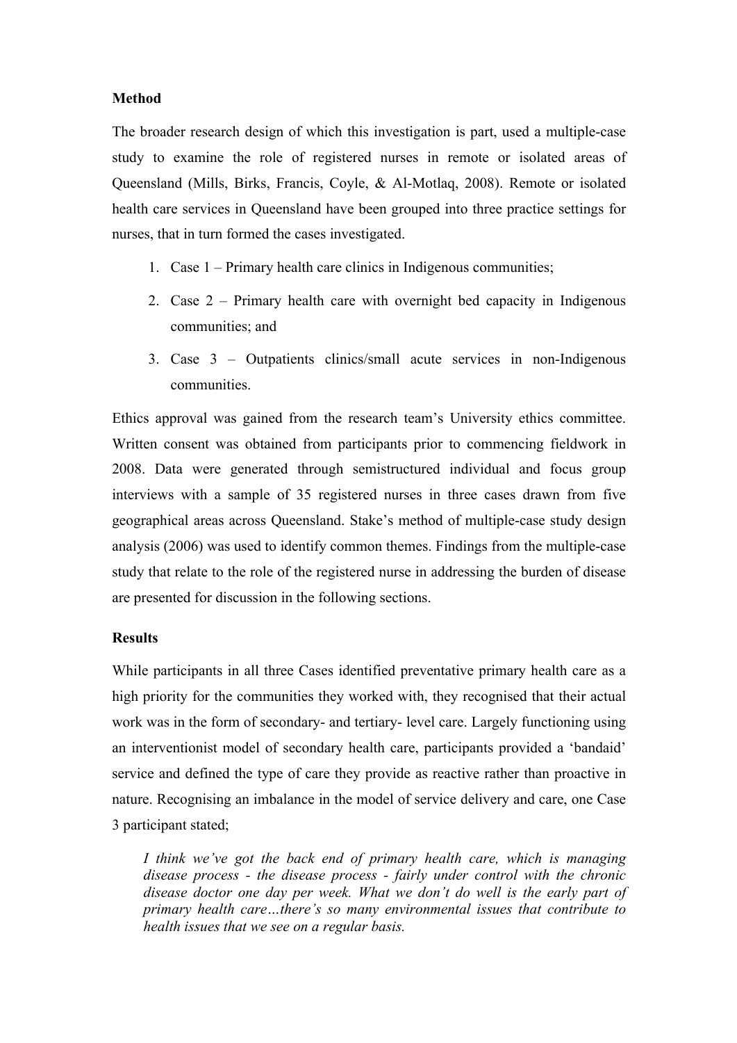**Method**

The broader research design of which this investigation is part, used a multiple-case study to examine the role of registered nurses in remote or isolated areas of Queensland (Mills, Birks, Francis, Coyle, & Al-Motlaq, 2008). Remote or isolated health care services in Queensland have been grouped into three practice settings for nurses, that in turn formed the cases investigated.

1. Case 1 – Primary health care clinics in Indigenous communities;
2. Case 2 – Primary health care with overnight bed capacity in Indigenous communities; and
3. Case 3 – Outpatients clinics/small acute services in non-Indigenous communities.

Ethics approval was gained from the research team's University ethics committee. Written consent was obtained from participants prior to commencing fieldwork in 2008. Data were generated through semistructured individual and focus group interviews with a sample of 35 registered nurses in three cases drawn from five geographical areas across Queensland. Stake's method of multiple-case study design analysis (2006) was used to identify common themes. Findings from the multiple-case study that relate to the role of the registered nurse in addressing the burden of disease are presented for discussion in the following sections.

**Results**

While participants in all three Cases identified preventative primary health care as a high priority for the communities they worked with, they recognised that their actual work was in the form of secondary- and tertiary- level care. Largely functioning using an interventionist model of secondary health care, participants provided a 'bandaid' service and defined the type of care they provide as reactive rather than proactive in nature. Recognising an imbalance in the model of service delivery and care, one Case 3 participant stated;

> *I think we've got the back end of primary health care, which is managing disease process - the disease process - fairly under control with the chronic disease doctor one day per week. What we don't do well is the early part of primary health care…there's so many environmental issues that contribute to health issues that we see on a regular basis.*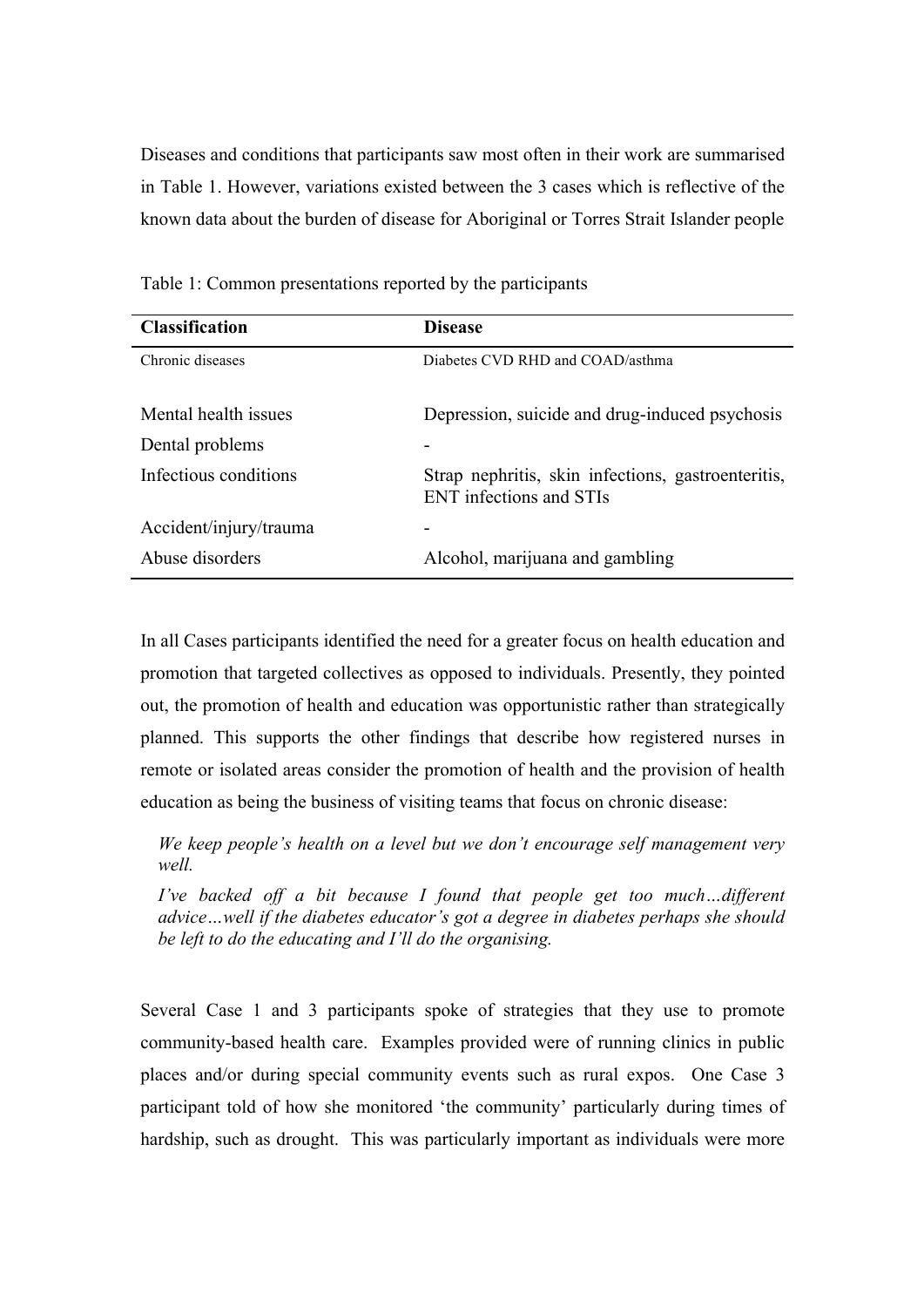Diseases and conditions that participants saw most often in their work are summarised in Table 1. However, variations existed between the 3 cases which is reflective of the known data about the burden of disease for Aboriginal or Torres Strait Islander people

Table 1: Common presentations reported by the participants

| Classification | Disease |
|---|---|
| Chronic diseases | Diabetes CVD RHD and COAD/asthma |
| Mental health issues | Depression, suicide and drug-induced psychosis |
| Dental problems | - |
| Infectious conditions | Strap nephritis, skin infections, gastroenteritis, ENT infections and STIs |
| Accident/injury/trauma | - |
| Abuse disorders | Alcohol, marijuana and gambling |

In all Cases participants identified the need for a greater focus on health education and promotion that targeted collectives as opposed to individuals. Presently, they pointed out, the promotion of health and education was opportunistic rather than strategically planned. This supports the other findings that describe how registered nurses in remote or isolated areas consider the promotion of health and the provision of health education as being the business of visiting teams that focus on chronic disease:

> *We keep people's health on a level but we don't encourage self management very well.*
>
> *I've backed off a bit because I found that people get too much…different advice…well if the diabetes educator's got a degree in diabetes perhaps she should be left to do the educating and I'll do the organising.*

Several Case 1 and 3 participants spoke of strategies that they use to promote community-based health care. Examples provided were of running clinics in public places and/or during special community events such as rural expos. One Case 3 participant told of how she monitored 'the community' particularly during times of hardship, such as drought. This was particularly important as individuals were more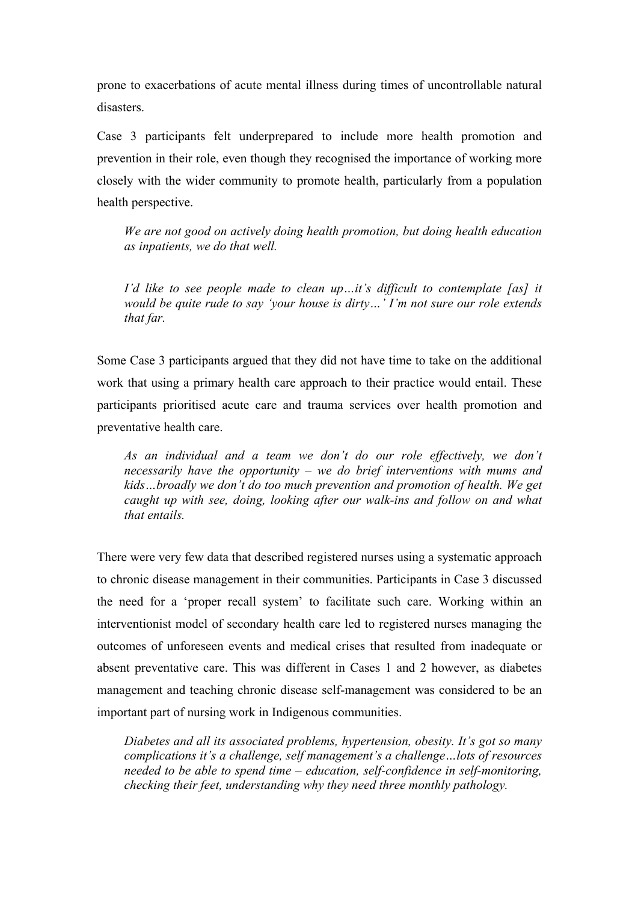prone to exacerbations of acute mental illness during times of uncontrollable natural disasters.

Case 3 participants felt underprepared to include more health promotion and prevention in their role, even though they recognised the importance of working more closely with the wider community to promote health, particularly from a population health perspective.

> *We are not good on actively doing health promotion, but doing health education as inpatients, we do that well.*

> *I'd like to see people made to clean up…it's difficult to contemplate [as] it would be quite rude to say 'your house is dirty…' I'm not sure our role extends that far.*

Some Case 3 participants argued that they did not have time to take on the additional work that using a primary health care approach to their practice would entail. These participants prioritised acute care and trauma services over health promotion and preventative health care.

> *As an individual and a team we don't do our role effectively, we don't necessarily have the opportunity – we do brief interventions with mums and kids…broadly we don't do too much prevention and promotion of health. We get caught up with see, doing, looking after our walk-ins and follow on and what that entails.*

There were very few data that described registered nurses using a systematic approach to chronic disease management in their communities. Participants in Case 3 discussed the need for a 'proper recall system' to facilitate such care. Working within an interventionist model of secondary health care led to registered nurses managing the outcomes of unforeseen events and medical crises that resulted from inadequate or absent preventative care. This was different in Cases 1 and 2 however, as diabetes management and teaching chronic disease self-management was considered to be an important part of nursing work in Indigenous communities.

> *Diabetes and all its associated problems, hypertension, obesity. It's got so many complications it's a challenge, self management's a challenge…lots of resources needed to be able to spend time – education, self-confidence in self-monitoring, checking their feet, understanding why they need three monthly pathology.*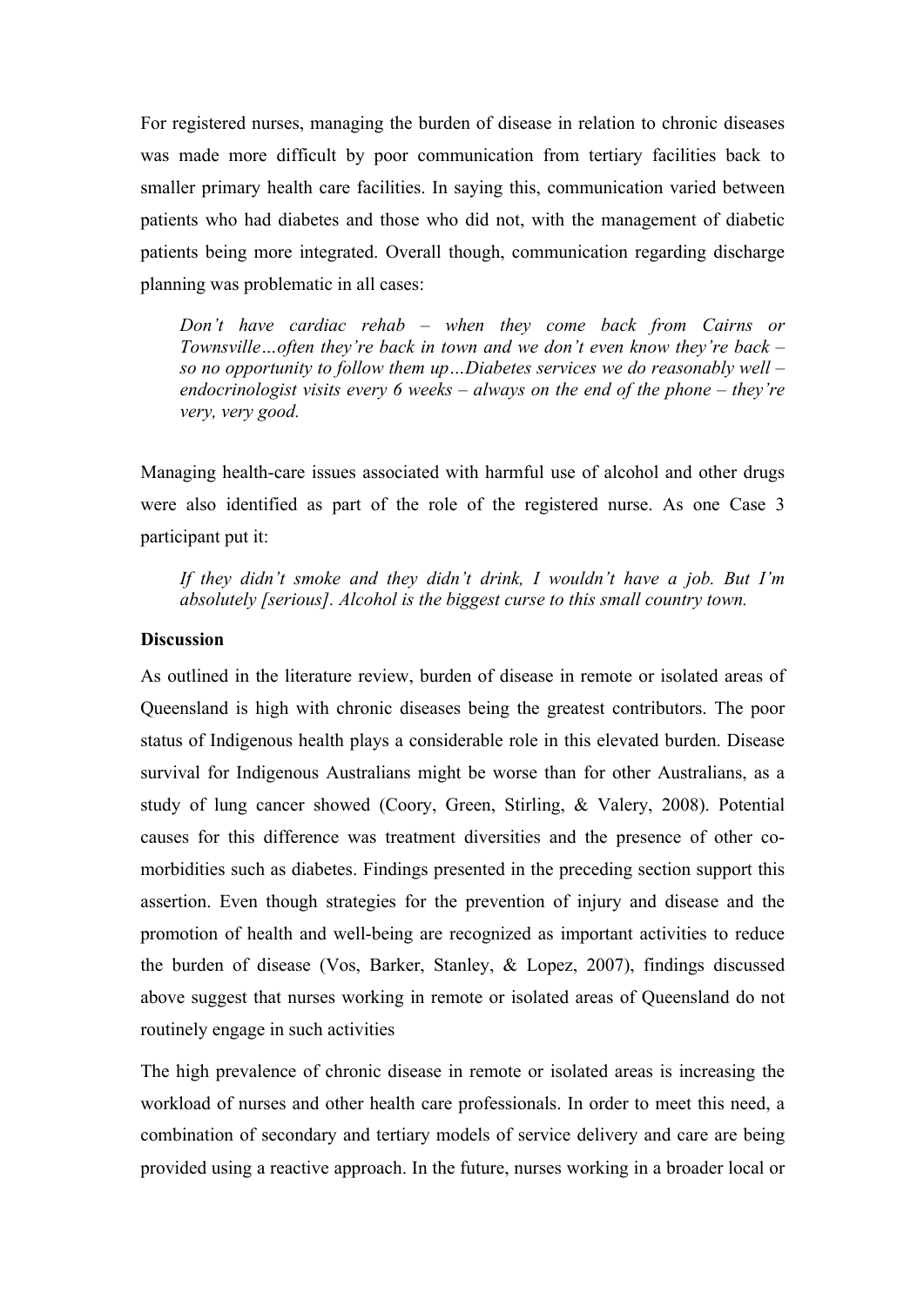For registered nurses, managing the burden of disease in relation to chronic diseases was made more difficult by poor communication from tertiary facilities back to smaller primary health care facilities. In saying this, communication varied between patients who had diabetes and those who did not, with the management of diabetic patients being more integrated. Overall though, communication regarding discharge planning was problematic in all cases:

> *Don't have cardiac rehab – when they come back from Cairns or Townsville…often they're back in town and we don't even know they're back – so no opportunity to follow them up…Diabetes services we do reasonably well – endocrinologist visits every 6 weeks – always on the end of the phone – they're very, very good.*

Managing health-care issues associated with harmful use of alcohol and other drugs were also identified as part of the role of the registered nurse. As one Case 3 participant put it:

> *If they didn't smoke and they didn't drink, I wouldn't have a job. But I'm absolutely [serious]. Alcohol is the biggest curse to this small country town.*

**Discussion**

As outlined in the literature review, burden of disease in remote or isolated areas of Queensland is high with chronic diseases being the greatest contributors. The poor status of Indigenous health plays a considerable role in this elevated burden. Disease survival for Indigenous Australians might be worse than for other Australians, as a study of lung cancer showed (Coory, Green, Stirling, & Valery, 2008). Potential causes for this difference was treatment diversities and the presence of other co-morbidities such as diabetes. Findings presented in the preceding section support this assertion. Even though strategies for the prevention of injury and disease and the promotion of health and well-being are recognized as important activities to reduce the burden of disease (Vos, Barker, Stanley, & Lopez, 2007), findings discussed above suggest that nurses working in remote or isolated areas of Queensland do not routinely engage in such activities

The high prevalence of chronic disease in remote or isolated areas is increasing the workload of nurses and other health care professionals. In order to meet this need, a combination of secondary and tertiary models of service delivery and care are being provided using a reactive approach. In the future, nurses working in a broader local or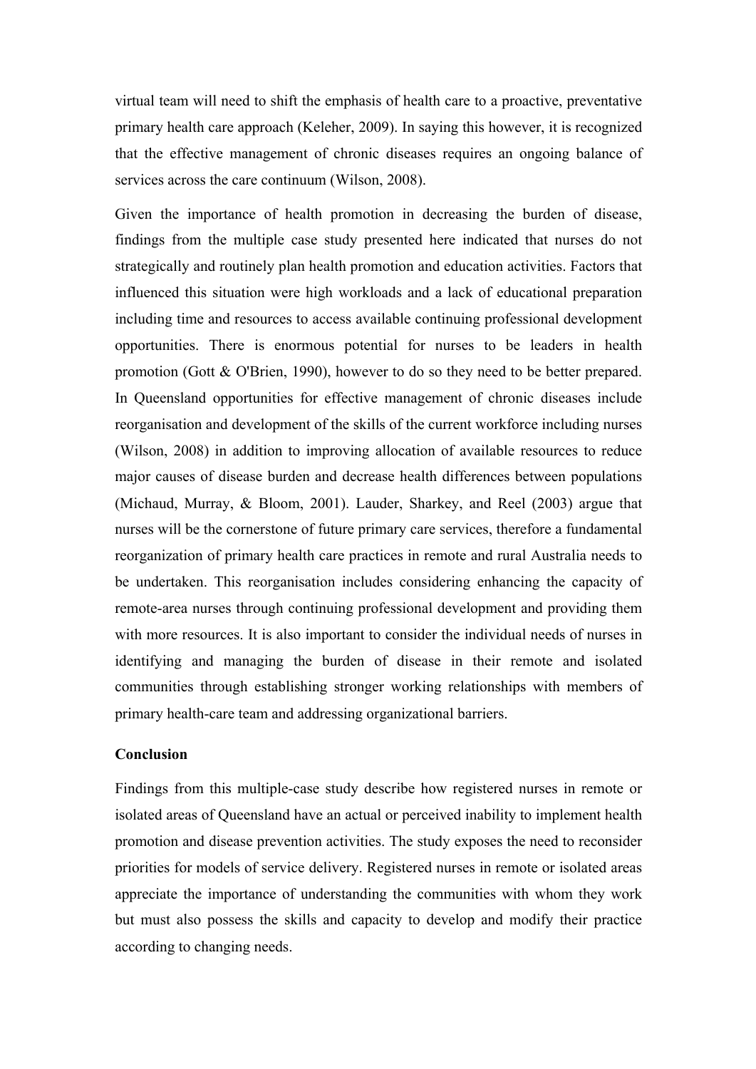virtual team will need to shift the emphasis of health care to a proactive, preventative primary health care approach (Keleher, 2009). In saying this however, it is recognized that the effective management of chronic diseases requires an ongoing balance of services across the care continuum (Wilson, 2008).

Given the importance of health promotion in decreasing the burden of disease, findings from the multiple case study presented here indicated that nurses do not strategically and routinely plan health promotion and education activities. Factors that influenced this situation were high workloads and a lack of educational preparation including time and resources to access available continuing professional development opportunities. There is enormous potential for nurses to be leaders in health promotion (Gott & O'Brien, 1990), however to do so they need to be better prepared. In Queensland opportunities for effective management of chronic diseases include reorganisation and development of the skills of the current workforce including nurses (Wilson, 2008) in addition to improving allocation of available resources to reduce major causes of disease burden and decrease health differences between populations (Michaud, Murray, & Bloom, 2001). Lauder, Sharkey, and Reel (2003) argue that nurses will be the cornerstone of future primary care services, therefore a fundamental reorganization of primary health care practices in remote and rural Australia needs to be undertaken. This reorganisation includes considering enhancing the capacity of remote-area nurses through continuing professional development and providing them with more resources. It is also important to consider the individual needs of nurses in identifying and managing the burden of disease in their remote and isolated communities through establishing stronger working relationships with members of primary health-care team and addressing organizational barriers.

**Conclusion**

Findings from this multiple-case study describe how registered nurses in remote or isolated areas of Queensland have an actual or perceived inability to implement health promotion and disease prevention activities. The study exposes the need to reconsider priorities for models of service delivery. Registered nurses in remote or isolated areas appreciate the importance of understanding the communities with whom they work but must also possess the skills and capacity to develop and modify their practice according to changing needs.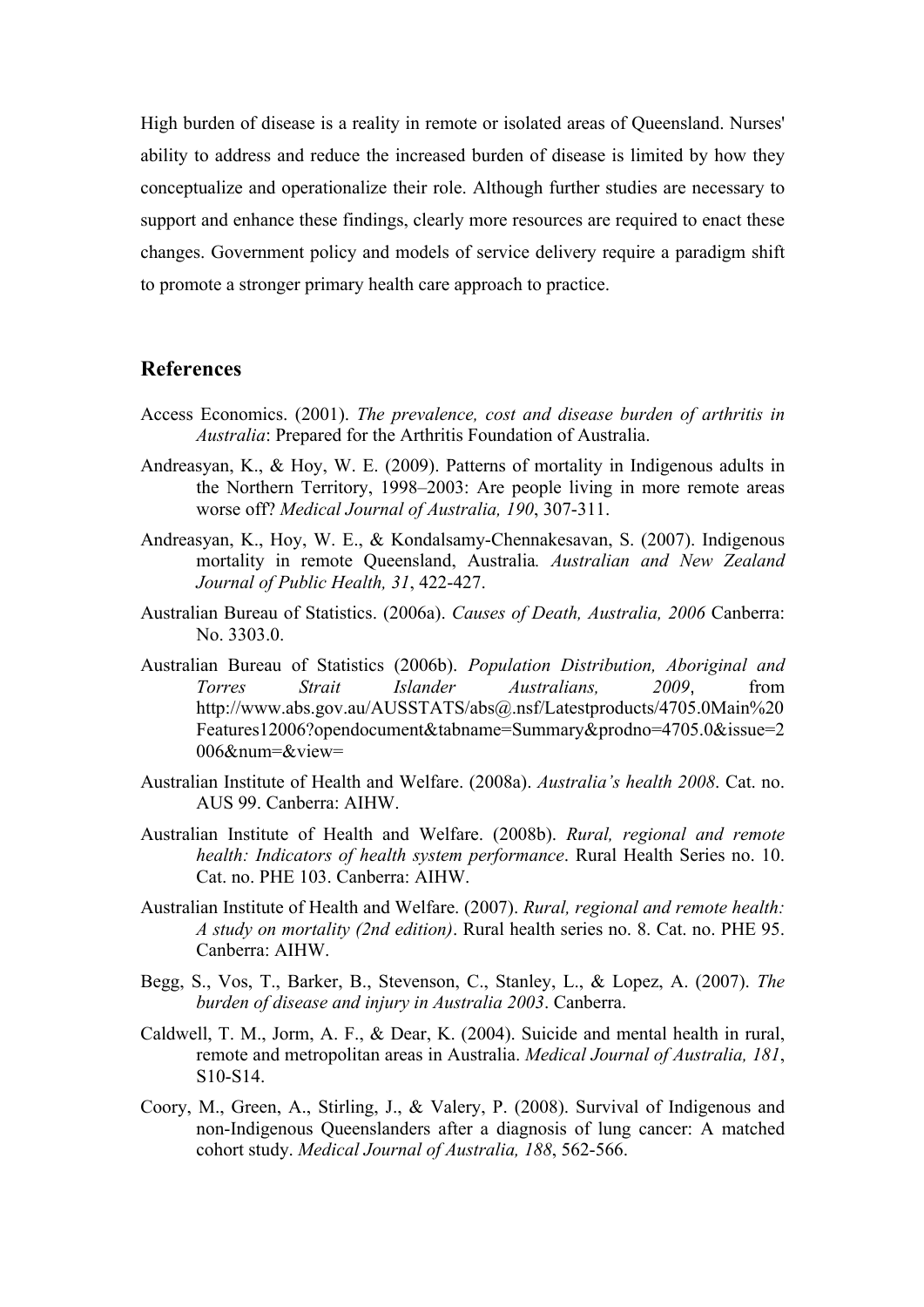High burden of disease is a reality in remote or isolated areas of Queensland. Nurses' ability to address and reduce the increased burden of disease is limited by how they conceptualize and operationalize their role. Although further studies are necessary to support and enhance these findings, clearly more resources are required to enact these changes. Government policy and models of service delivery require a paradigm shift to promote a stronger primary health care approach to practice.

## References

Access Economics. (2001). *The prevalence, cost and disease burden of arthritis in Australia*: Prepared for the Arthritis Foundation of Australia.

Andreasyan, K., & Hoy, W. E. (2009). Patterns of mortality in Indigenous adults in the Northern Territory, 1998–2003: Are people living in more remote areas worse off? *Medical Journal of Australia, 190*, 307-311.

Andreasyan, K., Hoy, W. E., & Kondalsamy-Chennakesavan, S. (2007). Indigenous mortality in remote Queensland, Australia. *Australian and New Zealand Journal of Public Health, 31*, 422-427.

Australian Bureau of Statistics. (2006a). *Causes of Death, Australia, 2006* Canberra: No. 3303.0.

Australian Bureau of Statistics (2006b). *Population Distribution, Aboriginal and Torres Strait Islander Australians, 2009*, from http://www.abs.gov.au/AUSSTATS/abs@.nsf/Latestproducts/4705.0Main%20Features12006?opendocument&tabname=Summary&prodno=4705.0&issue=2006&num=&view=

Australian Institute of Health and Welfare. (2008a). *Australia's health 2008*. Cat. no. AUS 99. Canberra: AIHW.

Australian Institute of Health and Welfare. (2008b). *Rural, regional and remote health: Indicators of health system performance*. Rural Health Series no. 10. Cat. no. PHE 103. Canberra: AIHW.

Australian Institute of Health and Welfare. (2007). *Rural, regional and remote health: A study on mortality (2nd edition)*. Rural health series no. 8. Cat. no. PHE 95. Canberra: AIHW.

Begg, S., Vos, T., Barker, B., Stevenson, C., Stanley, L., & Lopez, A. (2007). *The burden of disease and injury in Australia 2003*. Canberra.

Caldwell, T. M., Jorm, A. F., & Dear, K. (2004). Suicide and mental health in rural, remote and metropolitan areas in Australia. *Medical Journal of Australia, 181*, S10-S14.

Coory, M., Green, A., Stirling, J., & Valery, P. (2008). Survival of Indigenous and non-Indigenous Queenslanders after a diagnosis of lung cancer: A matched cohort study. *Medical Journal of Australia, 188*, 562-566.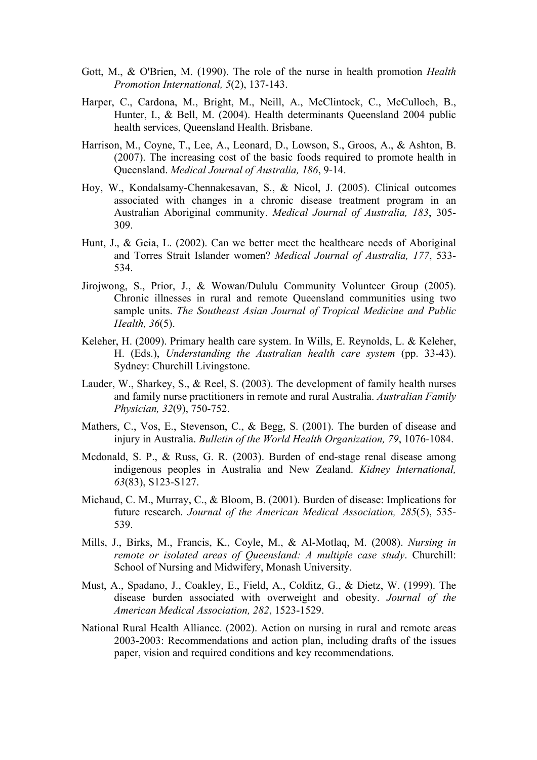Gott, M., & O'Brien, M. (1990). The role of the nurse in health promotion *Health Promotion International, 5*(2), 137-143.

Harper, C., Cardona, M., Bright, M., Neill, A., McClintock, C., McCulloch, B., Hunter, I., & Bell, M. (2004). Health determinants Queensland 2004 public health services, Queensland Health. Brisbane.

Harrison, M., Coyne, T., Lee, A., Leonard, D., Lowson, S., Groos, A., & Ashton, B. (2007). The increasing cost of the basic foods required to promote health in Queensland. *Medical Journal of Australia, 186*, 9-14.

Hoy, W., Kondalsamy-Chennakesavan, S., & Nicol, J. (2005). Clinical outcomes associated with changes in a chronic disease treatment program in an Australian Aboriginal community. *Medical Journal of Australia, 183*, 305-309.

Hunt, J., & Geia, L. (2002). Can we better meet the healthcare needs of Aboriginal and Torres Strait Islander women? *Medical Journal of Australia, 177*, 533-534.

Jirojwong, S., Prior, J., & Wowan/Dululu Community Volunteer Group (2005). Chronic illnesses in rural and remote Queensland communities using two sample units. *The Southeast Asian Journal of Tropical Medicine and Public Health, 36*(5).

Keleher, H. (2009). Primary health care system. In Wills, E. Reynolds, L. & Keleher, H. (Eds.), *Understanding the Australian health care system* (pp. 33-43). Sydney: Churchill Livingstone.

Lauder, W., Sharkey, S., & Reel, S. (2003). The development of family health nurses and family nurse practitioners in remote and rural Australia. *Australian Family Physician, 32*(9), 750-752.

Mathers, C., Vos, E., Stevenson, C., & Begg, S. (2001). The burden of disease and injury in Australia. *Bulletin of the World Health Organization, 79*, 1076-1084.

Mcdonald, S. P., & Russ, G. R. (2003). Burden of end-stage renal disease among indigenous peoples in Australia and New Zealand. *Kidney International, 63*(83), S123-S127.

Michaud, C. M., Murray, C., & Bloom, B. (2001). Burden of disease: Implications for future research. *Journal of the American Medical Association, 285*(5), 535-539.

Mills, J., Birks, M., Francis, K., Coyle, M., & Al-Motlaq, M. (2008). *Nursing in remote or isolated areas of Queensland: A multiple case study*. Churchill: School of Nursing and Midwifery, Monash University.

Must, A., Spadano, J., Coakley, E., Field, A., Colditz, G., & Dietz, W. (1999). The disease burden associated with overweight and obesity. *Journal of the American Medical Association, 282*, 1523-1529.

National Rural Health Alliance. (2002). Action on nursing in rural and remote areas 2003-2003: Recommendations and action plan, including drafts of the issues paper, vision and required conditions and key recommendations.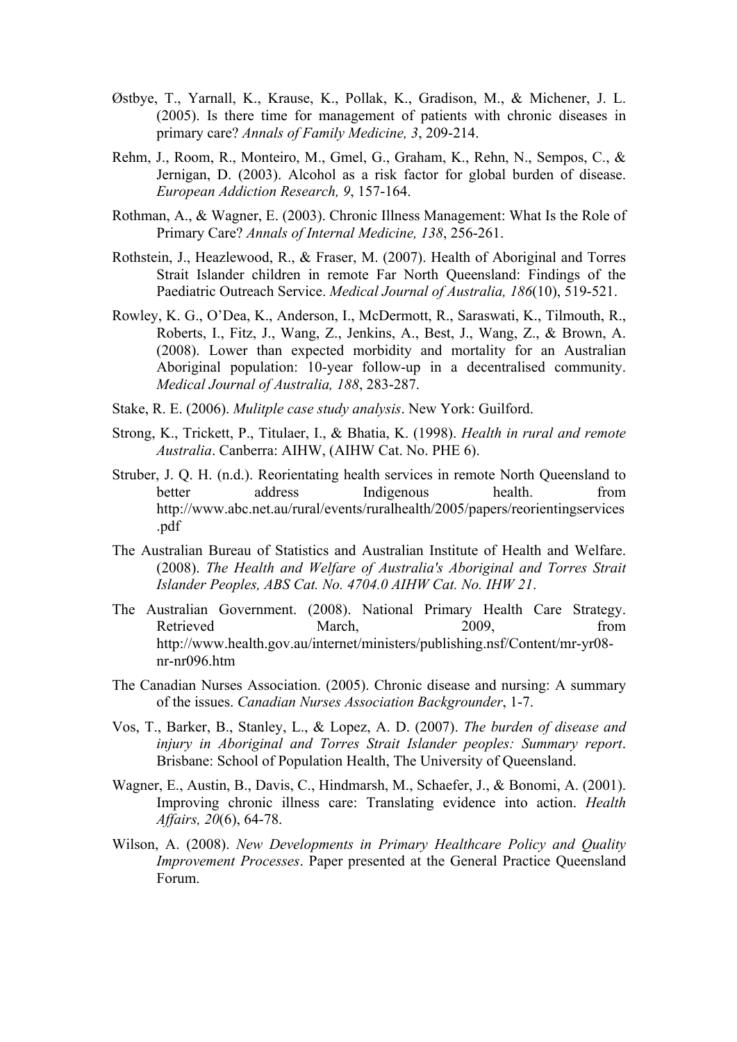Østbye, T., Yarnall, K., Krause, K., Pollak, K., Gradison, M., & Michener, J. L. (2005). Is there time for management of patients with chronic diseases in primary care? *Annals of Family Medicine, 3*, 209-214.

Rehm, J., Room, R., Monteiro, M., Gmel, G., Graham, K., Rehn, N., Sempos, C., & Jernigan, D. (2003). Alcohol as a risk factor for global burden of disease. *European Addiction Research, 9*, 157-164.

Rothman, A., & Wagner, E. (2003). Chronic Illness Management: What Is the Role of Primary Care? *Annals of Internal Medicine, 138*, 256-261.

Rothstein, J., Heazlewood, R., & Fraser, M. (2007). Health of Aboriginal and Torres Strait Islander children in remote Far North Queensland: Findings of the Paediatric Outreach Service. *Medical Journal of Australia, 186*(10), 519-521.

Rowley, K. G., O'Dea, K., Anderson, I., McDermott, R., Saraswati, K., Tilmouth, R., Roberts, I., Fitz, J., Wang, Z., Jenkins, A., Best, J., Wang, Z., & Brown, A. (2008). Lower than expected morbidity and mortality for an Australian Aboriginal population: 10-year follow-up in a decentralised community. *Medical Journal of Australia, 188*, 283-287.

Stake, R. E. (2006). *Mulitple case study analysis*. New York: Guilford.

Strong, K., Trickett, P., Titulaer, I., & Bhatia, K. (1998). *Health in rural and remote Australia*. Canberra: AIHW, (AIHW Cat. No. PHE 6).

Struber, J. Q. H. (n.d.). Reorientating health services in remote North Queensland to better address Indigenous health. from http://www.abc.net.au/rural/events/ruralhealth/2005/papers/reorientingservices.pdf

The Australian Bureau of Statistics and Australian Institute of Health and Welfare. (2008). *The Health and Welfare of Australia's Aboriginal and Torres Strait Islander Peoples, ABS Cat. No. 4704.0 AIHW Cat. No. IHW 21*.

The Australian Government. (2008). National Primary Health Care Strategy. Retrieved March, 2009, from http://www.health.gov.au/internet/ministers/publishing.nsf/Content/mr-yr08-nr-nr096.htm

The Canadian Nurses Association. (2005). Chronic disease and nursing: A summary of the issues. *Canadian Nurses Association Backgrounder*, 1-7.

Vos, T., Barker, B., Stanley, L., & Lopez, A. D. (2007). *The burden of disease and injury in Aboriginal and Torres Strait Islander peoples: Summary report*. Brisbane: School of Population Health, The University of Queensland.

Wagner, E., Austin, B., Davis, C., Hindmarsh, M., Schaefer, J., & Bonomi, A. (2001). Improving chronic illness care: Translating evidence into action. *Health Affairs, 20*(6), 64-78.

Wilson, A. (2008). *New Developments in Primary Healthcare Policy and Quality Improvement Processes*. Paper presented at the General Practice Queensland Forum.